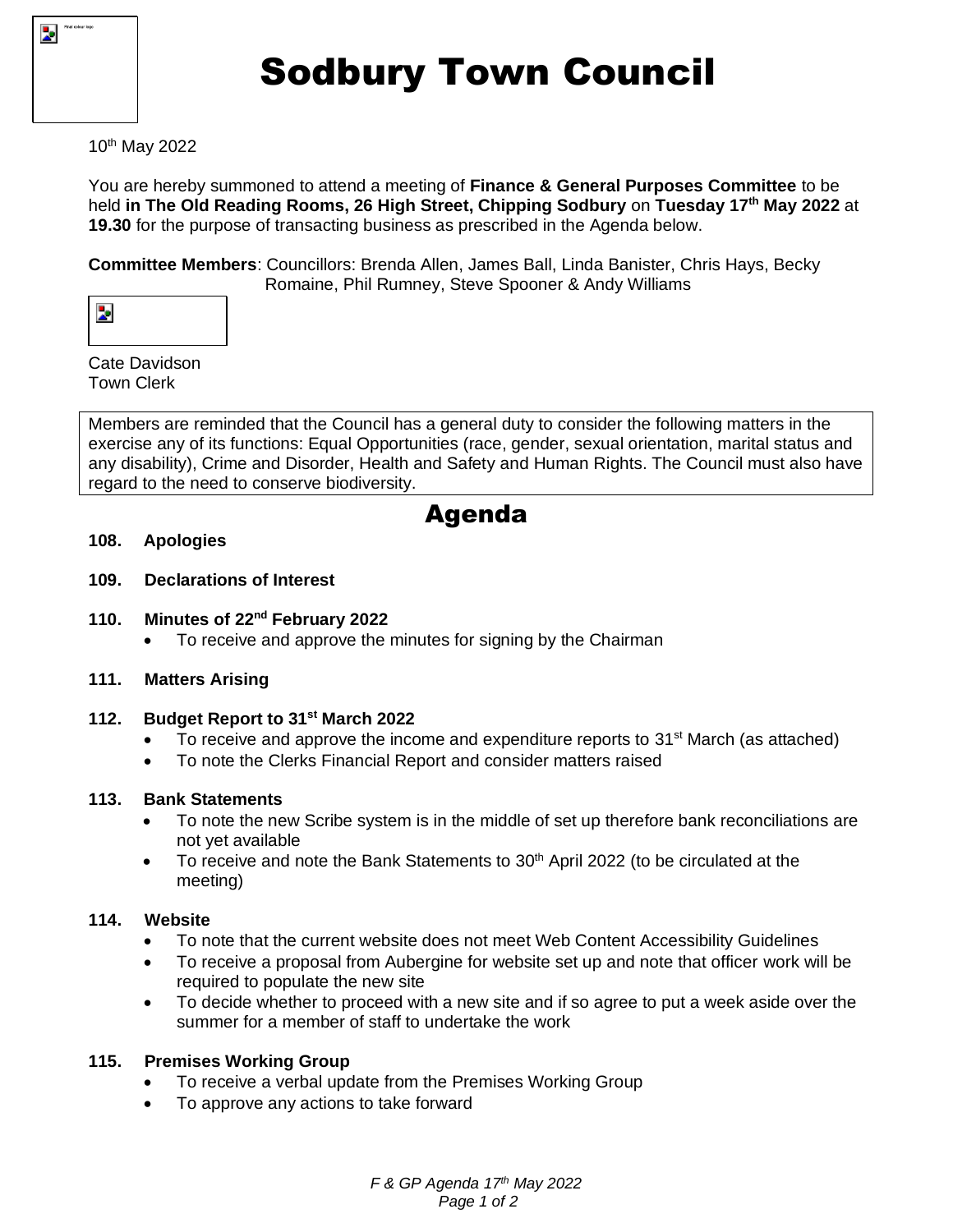# Sodbury Town Council

10th May 2022

You are hereby summoned to attend a meeting of **Finance & General Purposes Committee** to be held **in The Old Reading Rooms, 26 High Street, Chipping Sodbury** on **Tuesday 17th May 2022** at **19.30** for the purpose of transacting business as prescribed in the Agenda below.

**Committee Members**: Councillors: Brenda Allen, James Ball, Linda Banister, Chris Hays, Becky Romaine, Phil Rumney, Steve Spooner & Andy Williams

Cate Davidson
Town Clerk

Members are reminded that the Council has a general duty to consider the following matters in the exercise any of its functions: Equal Opportunities (race, gender, sexual orientation, marital status and any disability), Crime and Disorder, Health and Safety and Human Rights. The Council must also have regard to the need to conserve biodiversity.

## Agenda

**108. Apologies**

**109. Declarations of Interest**

**110. Minutes of 22nd February 2022**

- To receive and approve the minutes for signing by the Chairman

**111. Matters Arising**

**112. Budget Report to 31st March 2022**

- To receive and approve the income and expenditure reports to 31st March (as attached)
- To note the Clerks Financial Report and consider matters raised

**113. Bank Statements**

- To note the new Scribe system is in the middle of set up therefore bank reconciliations are not yet available
- To receive and note the Bank Statements to 30th April 2022 (to be circulated at the meeting)

**114. Website**

- To note that the current website does not meet Web Content Accessibility Guidelines
- To receive a proposal from Aubergine for website set up and note that officer work will be required to populate the new site
- To decide whether to proceed with a new site and if so agree to put a week aside over the summer for a member of staff to undertake the work

**115. Premises Working Group**

- To receive a verbal update from the Premises Working Group
- To approve any actions to take forward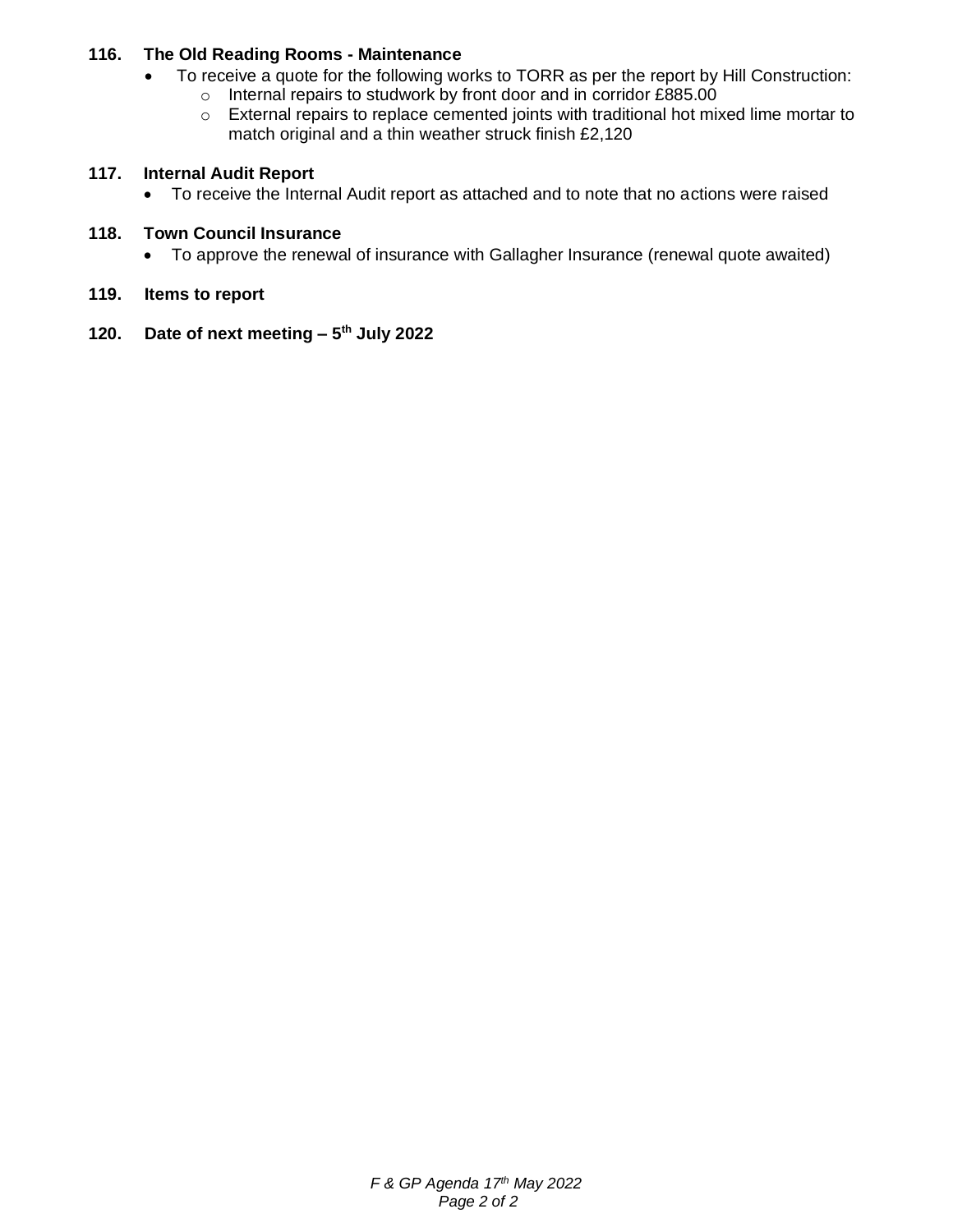**116. The Old Reading Rooms - Maintenance**

- To receive a quote for the following works to TORR as per the report by Hill Construction:
  - Internal repairs to studwork by front door and in corridor £885.00
  - External repairs to replace cemented joints with traditional hot mixed lime mortar to match original and a thin weather struck finish £2,120

**117. Internal Audit Report**

- To receive the Internal Audit report as attached and to note that no actions were raised

**118. Town Council Insurance**

- To approve the renewal of insurance with Gallagher Insurance (renewal quote awaited)

**119. Items to report**

**120. Date of next meeting – 5th July 2022**